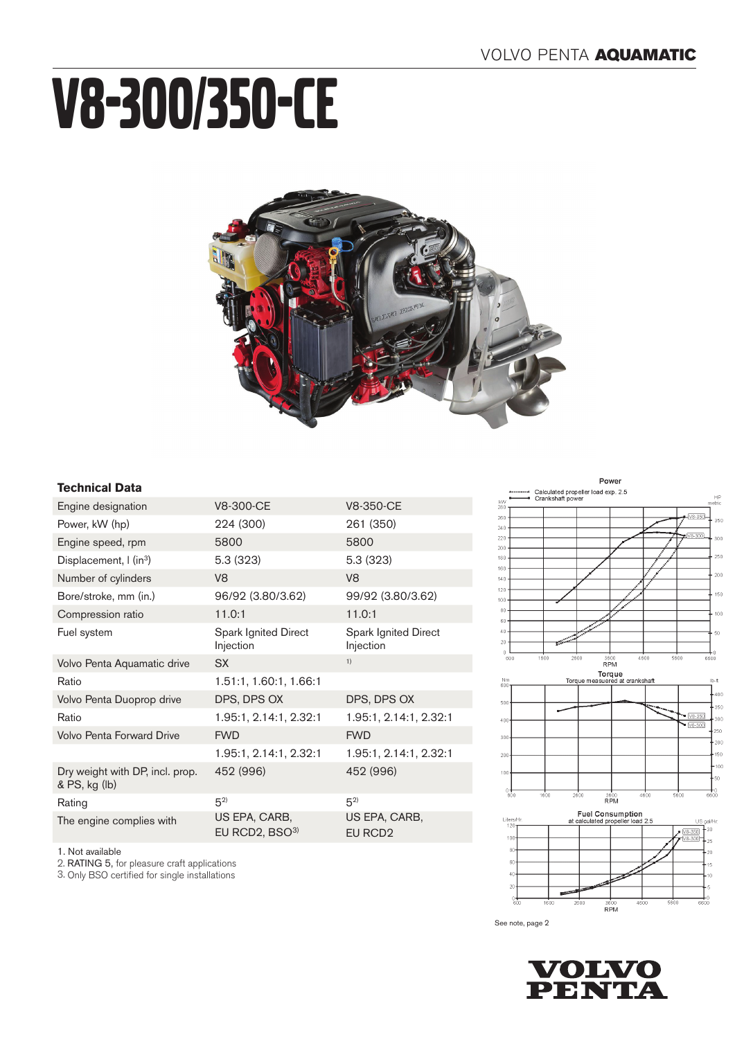# V8-300/350-CE

### Technical Data

| Engine designation | V8-300-CE | V8-350-CE |
|---|---|---|
| Power, kW (hp) | 224 (300) | 261 (350) |
| Engine speed, rpm | 5800 | 5800 |
| Displacement, l (in³) | 5.3 (323) | 5.3 (323) |
| Number of cylinders | V8 | V8 |
| Bore/stroke, mm (in.) | 96/92 (3.80/3.62) | 99/92 (3.80/3.62) |
| Compression ratio | 11.0:1 | 11.0:1 |
| Fuel system | Spark Ignited Direct Injection | Spark Ignited Direct Injection |
| Volvo Penta Aquamatic drive | SX | [1] |
| Ratio | 1.51:1, 1.60:1, 1.66:1 | |
| Volvo Penta Duoprop drive | DPS, DPS OX | DPS, DPS OX |
| Ratio | 1.95:1, 2.14:1, 2.32:1 | 1.95:1, 2.14:1, 2.32:1 |
| Volvo Penta Forward Drive | FWD | FWD |
| | 1.95:1, 2.14:1, 2.32:1 | 1.95:1, 2.14:1, 2.32:1 |
| Dry weight with DP, incl. prop. & PS, kg (lb) | 452 (996) | 452 (996) |
| Rating | 5[2] | 5[2] |
| The engine complies with | US EPA, CARB, EU RCD2, BSO[3] | US EPA, CARB, EU RCD2 |

1. Not available
2. RATING 5, for pleasure craft applications
3. Only BSO certified for single installations

**Power**
Calculated propeller load exp. 2.5
Crankshaft power

**Torque**
Torque measured at crankshaft

**Fuel Consumption**
at calculated propeller load 2.5

See note, page 2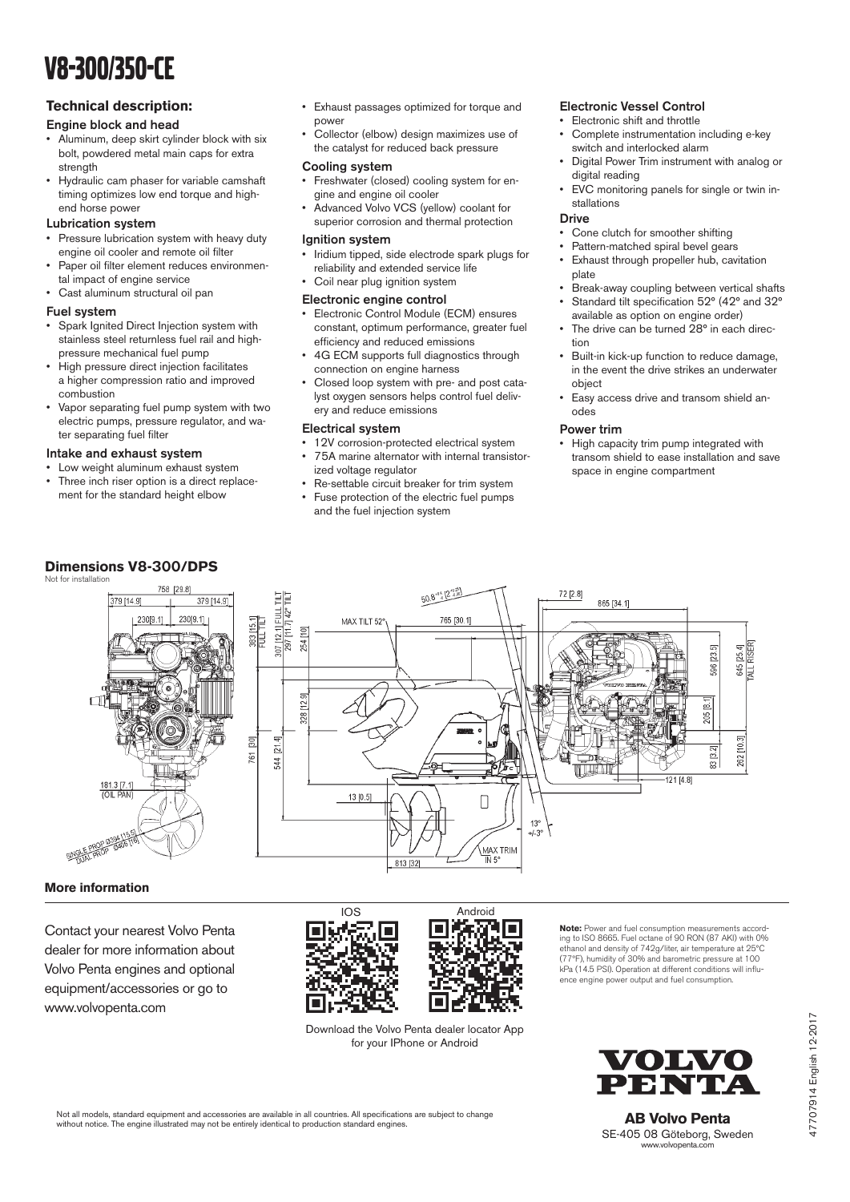# V8-300/350-CE

## Technical description:

### Engine block and head

- Aluminum, deep skirt cylinder block with six bolt, powdered metal main caps for extra strength
- Hydraulic cam phaser for variable camshaft timing optimizes low end torque and high-end horse power

### Lubrication system

- Pressure lubrication system with heavy duty engine oil cooler and remote oil filter
- Paper oil filter element reduces environmental impact of engine service
- Cast aluminum structural oil pan

### Fuel system

- Spark Ignited Direct Injection system with stainless steel returnless fuel rail and high-pressure mechanical fuel pump
- High pressure direct injection facilitates a higher compression ratio and improved combustion
- Vapor separating fuel pump system with two electric pumps, pressure regulator, and water separating fuel filter

### Intake and exhaust system

- Low weight aluminum exhaust system
- Three inch riser option is a direct replacement for the standard height elbow
- Exhaust passages optimized for torque and power
- Collector (elbow) design maximizes use of the catalyst for reduced back pressure

### Cooling system

- Freshwater (closed) cooling system for engine and engine oil cooler
- Advanced Volvo VCS (yellow) coolant for superior corrosion and thermal protection

### Ignition system

- Iridium tipped, side electrode spark plugs for reliability and extended service life
- Coil near plug ignition system

### Electronic engine control

- Electronic Control Module (ECM) ensures constant, optimum performance, greater fuel efficiency and reduced emissions
- 4G ECM supports full diagnostics through connection on engine harness
- Closed loop system with pre- and post catalyst oxygen sensors helps control fuel delivery and reduce emissions

### Electrical system

- 12V corrosion-protected electrical system
- 75A marine alternator with internal transistorized voltage regulator
- Re-settable circuit breaker for trim system
- Fuse protection of the electric fuel pumps and the fuel injection system

### Electronic Vessel Control

- Electronic shift and throttle
- Complete instrumentation including e-key switch and interlocked alarm
- Digital Power Trim instrument with analog or digital reading
- EVC monitoring panels for single or twin installations

### Drive

- Cone clutch for smoother shifting
- Pattern-matched spiral bevel gears
- Exhaust through propeller hub, cavitation plate
- Break-away coupling between vertical shafts
- Standard tilt specification 52° (42° and 32° available as option on engine order)
- The drive can be turned 28° in each direction
- Built-in kick-up function to reduce damage, in the event the drive strikes an underwater object
- Easy access drive and transom shield anodes

### Power trim

- High capacity trim pump integrated with transom shield to ease installation and save space in engine compartment

## Dimensions V8-300/DPS

Not for installation

758 [29.8]
379 [14.9]
379 [14.9]
230[9.1]
230[9.1]
181.3 [7.1] (OIL PAN)
SINGLE PROP Ø394 [15.5]
DUAL PROP Ø406 [16]
383 [15.1] FULL TILT
307 [12.1] FULL TILT
297 [11.7] 42° TILT
254 [10]
328 [12.9]
761 [30]
544 [21.4]
13 [0.5]
MAX TILT 52°
765 [30.1]
813 [32]
13° +/-3°
MAX TRIM IN 5°
72 [2.8]
865 [34.1]
596 [23.5]
645 [25.4] TALL RISER
205 [8.1]
83 [3.2]
262 [10.3]
121 [4.8]

## More information

Contact your nearest Volvo Penta dealer for more information about Volvo Penta engines and optional equipment/accessories or go to www.volvopenta.com

IOS
Android

Download the Volvo Penta dealer locator App for your IPhone or Android

**Note:** Power and fuel consumption measurements according to ISO 8665. Fuel octane of 90 RON (87 AKI) with 0% ethanol and density of 742g/liter, air temperature at 25°C (77°F), humidity of 30% and barometric pressure at 100 kPa (14.5 PSI). Operation at different conditions will influence engine power output and fuel consumption.

Not all models, standard equipment and accessories are available in all countries. All specifications are subject to change without notice. The engine illustrated may not be entirely identical to production standard engines.

VOLVO PENTA

**AB Volvo Penta**
SE-405 08 Göteborg, Sweden
www.volvopenta.com

47707914 English 12-2017